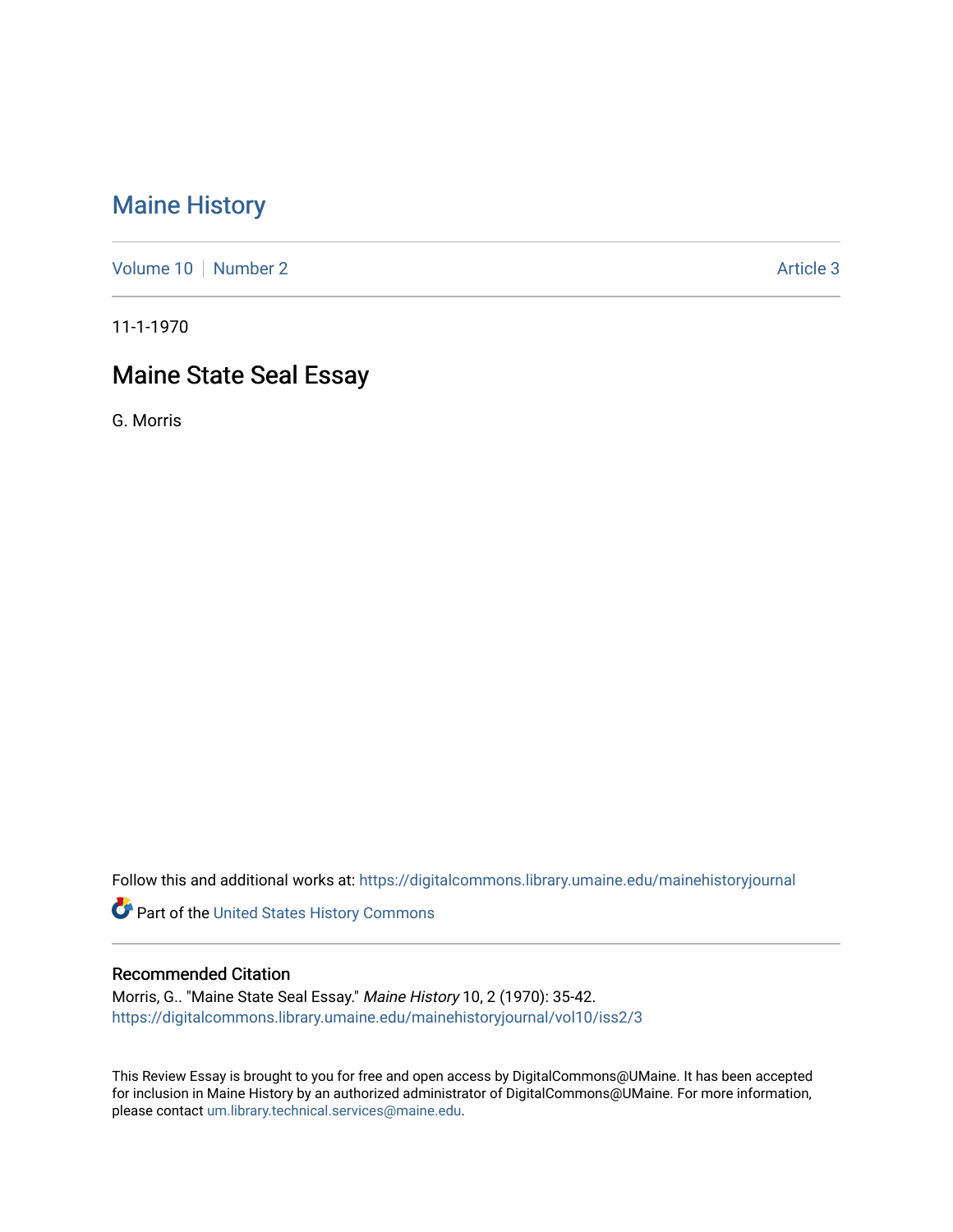# Maine History

Volume 10 | Number 2 | Article 3

11-1-1970

## Maine State Seal Essay

G. Morris

Follow this and additional works at: https://digitalcommons.library.umaine.edu/mainehistoryjournal

Part of the United States History Commons

### Recommended Citation

Morris, G.. "Maine State Seal Essay." *Maine History* 10, 2 (1970): 35-42.
https://digitalcommons.library.umaine.edu/mainehistoryjournal/vol10/iss2/3

This Review Essay is brought to you for free and open access by DigitalCommons@UMaine. It has been accepted for inclusion in Maine History by an authorized administrator of DigitalCommons@UMaine. For more information, please contact um.library.technical.services@maine.edu.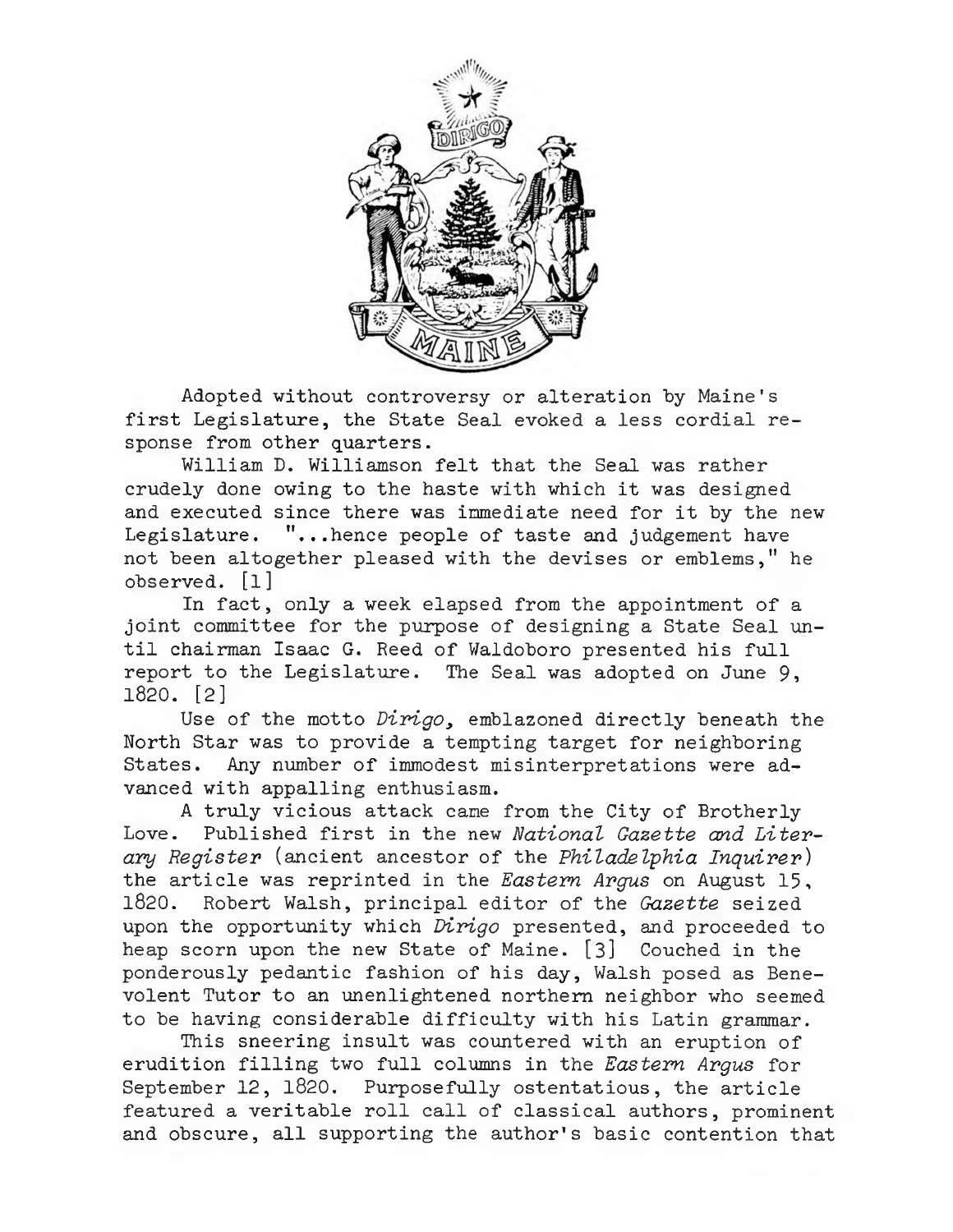Adopted without controversy or alteration by Maine's first Legislature, the State Seal evoked a less cordial response from other quarters.

William D. Williamson felt that the Seal was rather crudely done owing to the haste with which it was designed and executed since there was immediate need for it by the new Legislature. "...hence people of taste and judgement have not been altogether pleased with the devises or emblems," he observed. [1]

In fact, only a week elapsed from the appointment of a joint committee for the purpose of designing a State Seal until chairman Isaac G. Reed of Waldoboro presented his full report to the Legislature. The Seal was adopted on June 9, 1820. [2]

Use of the motto *Dirigo,* emblazoned directly beneath the North Star was to provide a tempting target for neighboring States. Any number of immodest misinterpretations were advanced with appalling enthusiasm.

A truly vicious attack came from the City of Brotherly Love. Published first in the new *National Gazette and Literary Register* (ancient ancestor of the *Philadelphia Inquirer*) the article was reprinted in the *Eastern Argus* on August 15, 1820. Robert Walsh, principal editor of the *Gazette* seized upon the opportunity which *Dirigo* presented, and proceeded to heap scorn upon the new State of Maine. [3] Couched in the ponderously pedantic fashion of his day, Walsh posed as Benevolent Tutor to an unenlightened northern neighbor who seemed to be having considerable difficulty with his Latin grammar.

This sneering insult was countered with an eruption of erudition filling two full columns in the *Eastern Argus* for September 12, 1820. Purposefully ostentatious, the article featured a veritable roll call of classical authors, prominent and obscure, all supporting the author's basic contention that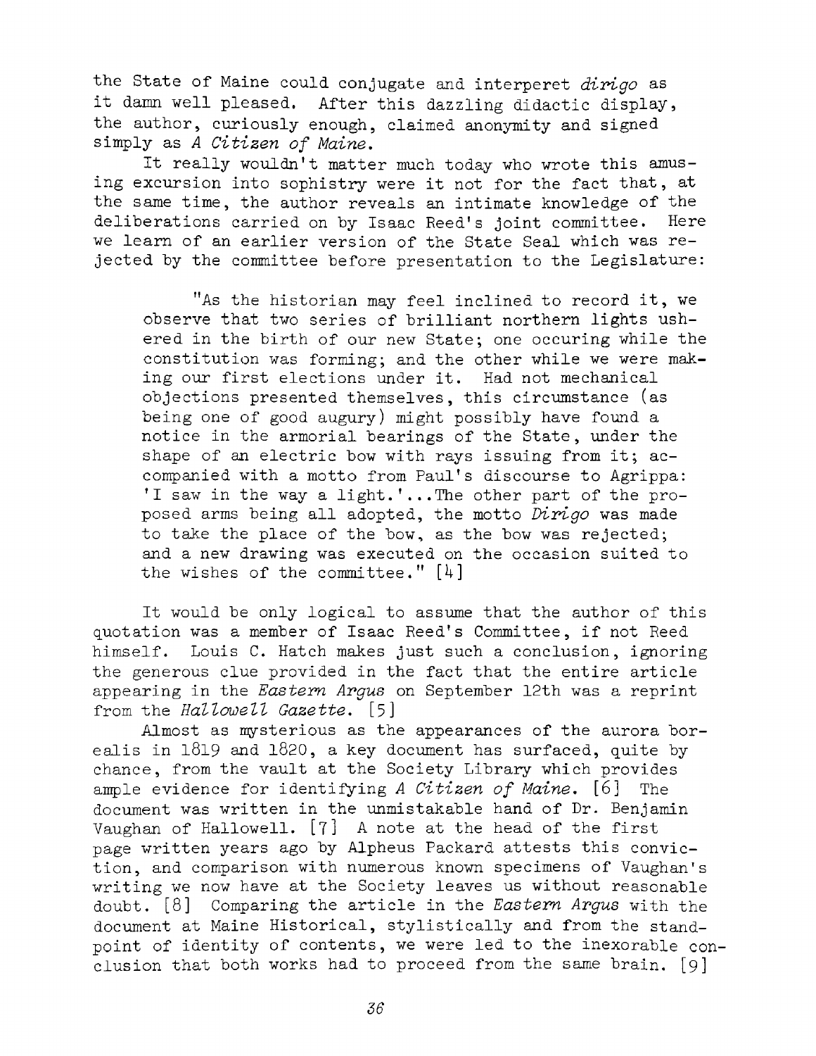the State of Maine could conjugate and interperet *dirigo* as it damn well pleased. After this dazzling didactic display, the author, curiously enough, claimed anonymity and signed simply as *A Citizen of Maine*.

It really wouldn't matter much today who wrote this amusing excursion into sophistry were it not for the fact that, at the same time, the author reveals an intimate knowledge of the deliberations carried on by Isaac Reed's joint committee. Here we learn of an earlier version of the State Seal which was rejected by the committee before presentation to the Legislature:

> "As the historian may feel inclined to record it, we observe that two series of brilliant northern lights ushered in the birth of our new State; one occuring while the constitution was forming; and the other while we were making our first elections under it. Had not mechanical objections presented themselves, this circumstance (as being one of good augury) might possibly have found a notice in the armorial bearings of the State, under the shape of an electric bow with rays issuing from it; accompanied with a motto from Paul's discourse to Agrippa: 'I saw in the way a light.'...The other part of the proposed arms being all adopted, the motto *Dirigo* was made to take the place of the bow, as the bow was rejected; and a new drawing was executed on the occasion suited to the wishes of the committee." [4]

It would be only logical to assume that the author of this quotation was a member of Isaac Reed's Committee, if not Reed himself. Louis C. Hatch makes just such a conclusion, ignoring the generous clue provided in the fact that the entire article appearing in the *Eastern Argus* on September 12th was a reprint from the *Hallowell Gazette*. [5]

Almost as mysterious as the appearances of the aurora borealis in 1819 and 1820, a key document has surfaced, quite by chance, from the vault at the Society Library which provides ample evidence for identifying *A Citizen of Maine*. [6] The document was written in the unmistakable hand of Dr. Benjamin Vaughan of Hallowell. [7] A note at the head of the first page written years ago by Alpheus Packard attests this conviction, and comparison with numerous known specimens of Vaughan's writing we now have at the Society leaves us without reasonable doubt. [8] Comparing the article in the *Eastern Argus* with the document at Maine Historical, stylistically and from the standpoint of identity of contents, we were led to the inexorable conclusion that both works had to proceed from the same brain. [9]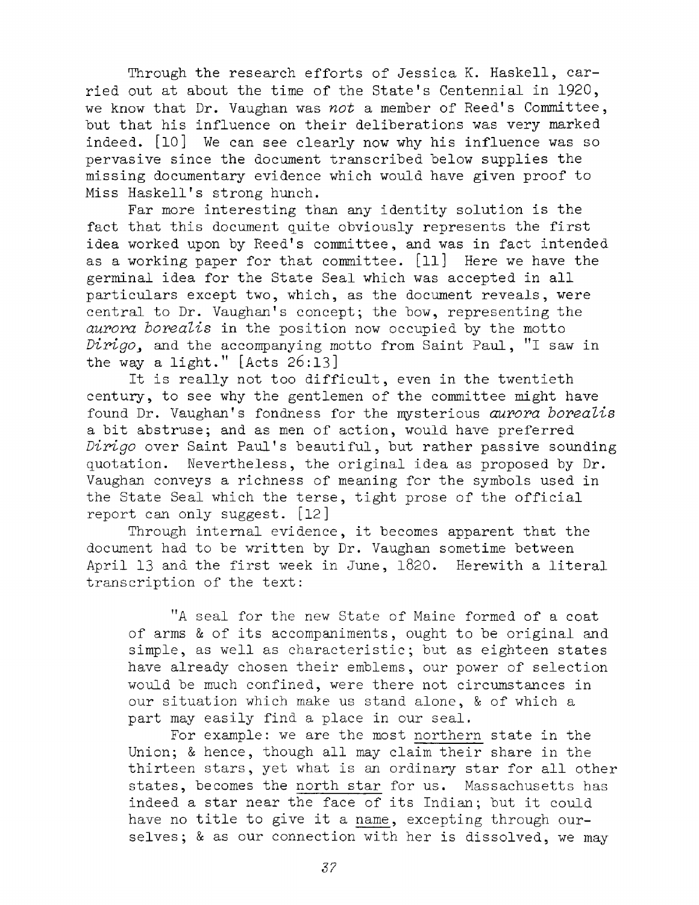Through the research efforts of Jessica K. Haskell, carried out at about the time of the State's Centennial in 1920, we know that Dr. Vaughan was *not* a member of Reed's Committee, but that his influence on their deliberations was very marked indeed. [10] We can see clearly now why his influence was so pervasive since the document transcribed below supplies the missing documentary evidence which would have given proof to Miss Haskell's strong hunch.

Far more interesting than any identity solution is the fact that this document quite obviously represents the first idea worked upon by Reed's committee, and was in fact intended as a working paper for that committee. [11] Here we have the germinal idea for the State Seal which was accepted in all particulars except two, which, as the document reveals, were central to Dr. Vaughan's concept; the bow, representing the *aurora borealis* in the position now occupied by the motto *Dirigo*, and the accompanying motto from Saint Paul, "I saw in the way a light." [Acts 26:13]

It is really not too difficult, even in the twentieth century, to see why the gentlemen of the committee might have found Dr. Vaughan's fondness for the mysterious *aurora borealis* a bit abstruse; and as men of action, would have preferred *Dirigo* over Saint Paul's beautiful, but rather passive sounding quotation. Nevertheless, the original idea as proposed by Dr. Vaughan conveys a richness of meaning for the symbols used in the State Seal which the terse, tight prose of the official report can only suggest. [12]

Through internal evidence, it becomes apparent that the document had to be written by Dr. Vaughan sometime between April 13 and the first week in June, 1820. Herewith a literal transcription of the text:

> "A seal for the new State of Maine formed of a coat of arms & of its accompaniments, ought to be original and simple, as well as characteristic; but as eighteen states have already chosen their emblems, our power of selection would be much confined, were there not circumstances in our situation which make us stand alone, & of which a part may easily find a place in our seal.
>
> For example: we are the most northern state in the Union; & hence, though all may claim their share in the thirteen stars, yet what is an ordinary star for all other states, becomes the north star for us. Massachusetts has indeed a star near the face of its Indian; but it could have no title to give it a name, excepting through ourselves; & as our connection with her is dissolved, we may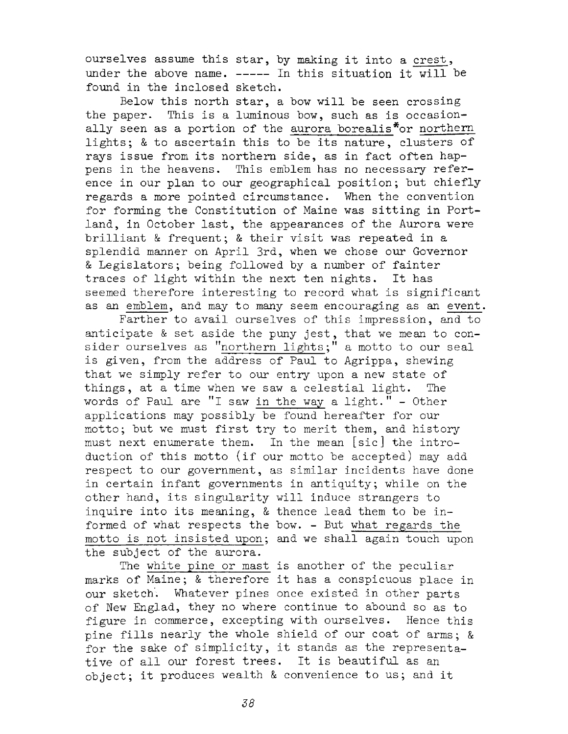ourselves assume this star, by making it into a crest, under the above name. ----- In this situation it will be found in the inclosed sketch.

Below this north star, a bow will be seen crossing the paper. This is a luminous bow, such as is occasionally seen as a portion of the aurora borealis*or northern lights; & to ascertain this to be its nature, clusters of rays issue from its northern side, as in fact often happens in the heavens. This emblem has no necessary reference in our plan to our geographical position; but chiefly regards a more pointed circumstance. When the convention for forming the Constitution of Maine was sitting in Portland, in October last, the appearances of the Aurora were brilliant & frequent; & their visit was repeated in a splendid manner on April 3rd, when we chose our Governor & Legislators; being followed by a number of fainter traces of light within the next ten nights. It has seemed therefore interesting to record what is significant as an emblem, and may to many seem encouraging as an event.

Farther to avail ourselves of this impression, and to anticipate & set aside the puny jest, that we mean to consider ourselves as "northern lights;" a motto to our seal is given, from the address of Paul to Agrippa, shewing that we simply refer to our entry upon a new state of things, at a time when we saw a celestial light. The words of Paul are "I saw in the way a light." - Other applications may possibly be found hereafter for our motto; but we must first try to merit them, and history must next enumerate them. In the mean [sic] the introduction of this motto (if our motto be accepted) may add respect to our government, as similar incidents have done in certain infant governments in antiquity; while on the other hand, its singularity will induce strangers to inquire into its meaning, & thence lead them to be informed of what respects the bow. - But what regards the motto is not insisted upon; and we shall again touch upon the subject of the aurora.

The white pine or mast is another of the peculiar marks of Maine; & therefore it has a conspicuous place in our sketch. Whatever pines once existed in other parts of New Englad, they no where continue to abound so as to figure in commerce, excepting with ourselves. Hence this pine fills nearly the whole shield of our coat of arms; & for the sake of simplicity, it stands as the representative of all our forest trees. It is beautiful as an object; it produces wealth & convenience to us; and it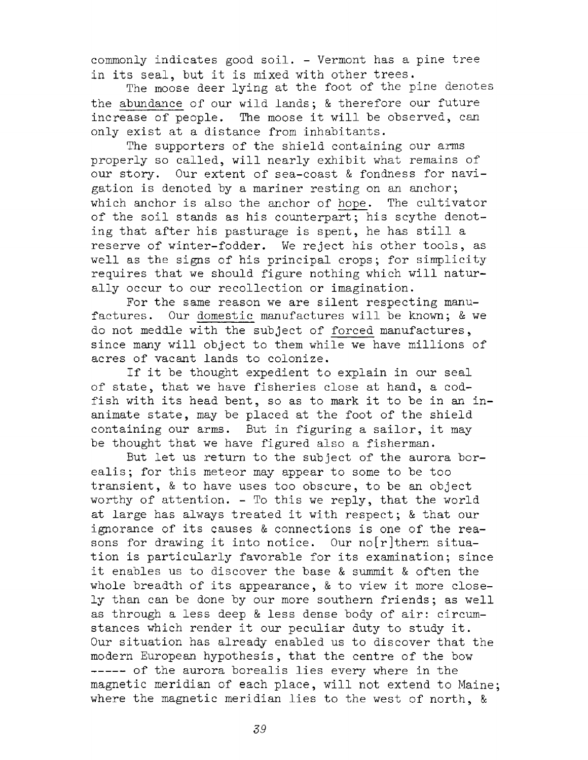commonly indicates good soil. - Vermont has a pine tree in its seal, but it is mixed with other trees.

The moose deer lying at the foot of the pine denotes the abundance of our wild lands; & therefore our future increase of people. The moose it will be observed, can only exist at a distance from inhabitants.

The supporters of the shield containing our arms properly so called, will nearly exhibit what remains of our story. Our extent of sea-coast & fondness for navigation is denoted by a mariner resting on an anchor; which anchor is also the anchor of hope. The cultivator of the soil stands as his counterpart; his scythe denoting that after his pasturage is spent, he has still a reserve of winter-fodder. We reject his other tools, as well as the signs of his principal crops; for simplicity requires that we should figure nothing which will naturally occur to our recollection or imagination.

For the same reason we are silent respecting manufactures. Our domestic manufactures will be known; & we do not meddle with the subject of forced manufactures, since many will object to them while we have millions of acres of vacant lands to colonize.

If it be thought expedient to explain in our seal of state, that we have fisheries close at hand, a codfish with its head bent, so as to mark it to be in an inanimate state, may be placed at the foot of the shield containing our arms. But in figuring a sailor, it may be thought that we have figured also a fisherman.

But let us return to the subject of the aurora borealis; for this meteor may appear to some to be too transient, & to have uses too obscure, to be an object worthy of attention. - To this we reply, that the world at large has always treated it with respect; & that our ignorance of its causes & connections is one of the reasons for drawing it into notice. Our no[r]thern situation is particularly favorable for its examination; since it enables us to discover the base & summit & often the whole breadth of its appearance, & to view it more closely than can be done by our more southern friends; as well as through a less deep & less dense body of air: circumstances which render it our peculiar duty to study it. Our situation has already enabled us to discover that the modern European hypothesis, that the centre of the bow ----- of the aurora borealis lies every where in the magnetic meridian of each place, will not extend to Maine; where the magnetic meridian lies to the west of north, &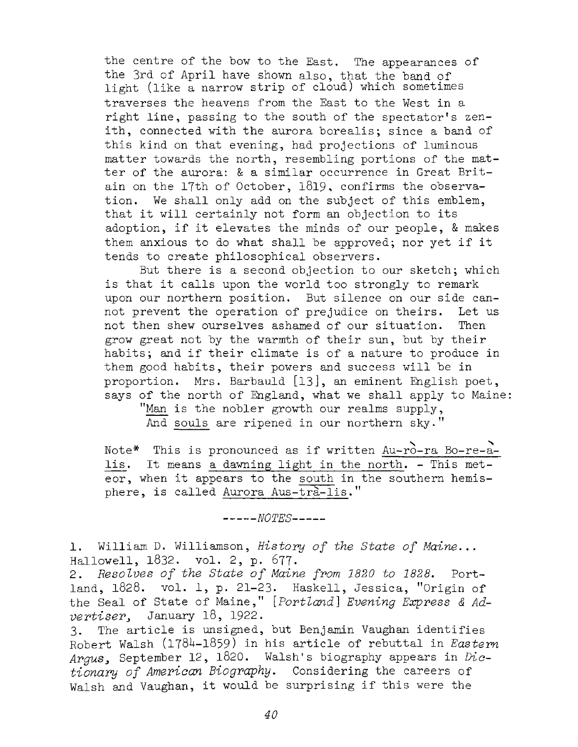the centre of the bow to the East. The appearances of the 3rd of April have shown also, that the band of light (like a narrow strip of cloud) which sometimes traverses the heavens from the East to the West in a right line, passing to the south of the spectator's zenith, connected with the aurora borealis; since a band of this kind on that evening, had projections of luminous matter towards the north, resembling portions of the matter of the aurora: & a similar occurrence in Great Britain on the 17th of October, 1819, confirms the observation. We shall only add on the subject of this emblem, that it will certainly not form an objection to its adoption, if it elevates the minds of our people, & makes them anxious to do what shall be approved; nor yet if it tends to create philosophical observers.

But there is a second objection to our sketch; which is that it calls upon the world too strongly to remark upon our northern position. But silence on our side cannot prevent the operation of prejudice on theirs. Let us not then shew ourselves ashamed of our situation. Then grow great not by the warmth of their sun, but by their habits; and if their climate is of a nature to produce in them good habits, their powers and success will be in proportion. Mrs. Barbauld [13], an eminent English poet, says of the north of England, what we shall apply to Maine:

> "Man is the nobler growth our realms supply,
> And souls are ripened in our northern sky."

Note* This is pronounced as if written Au-rò-ra Bo-re-à-lis. It means a dawning light in the north. - This meteor, when it appears to the south in the southern hemisphere, is called Aurora Aus-trà-lis."

*-----NOTES-----*

1. William D. Williamson, *History of the State of Maine...* Hallowell, 1832. vol. 2, p. 677.
2. *Resolves of the State of Maine from 1820 to 1828.* Portland, 1828. vol. 1, p. 21-23. Haskell, Jessica, "Origin of the Seal of State of Maine," [*Portland*] *Evening Express & Advertiser,* January 18, 1922.
3. The article is unsigned, but Benjamin Vaughan identifies Robert Walsh (1784-1859) in his article of rebuttal in *Eastern Argus,* September 12, 1820. Walsh's biography appears in *Dictionary of American Biography.* Considering the careers of Walsh and Vaughan, it would be surprising if this were the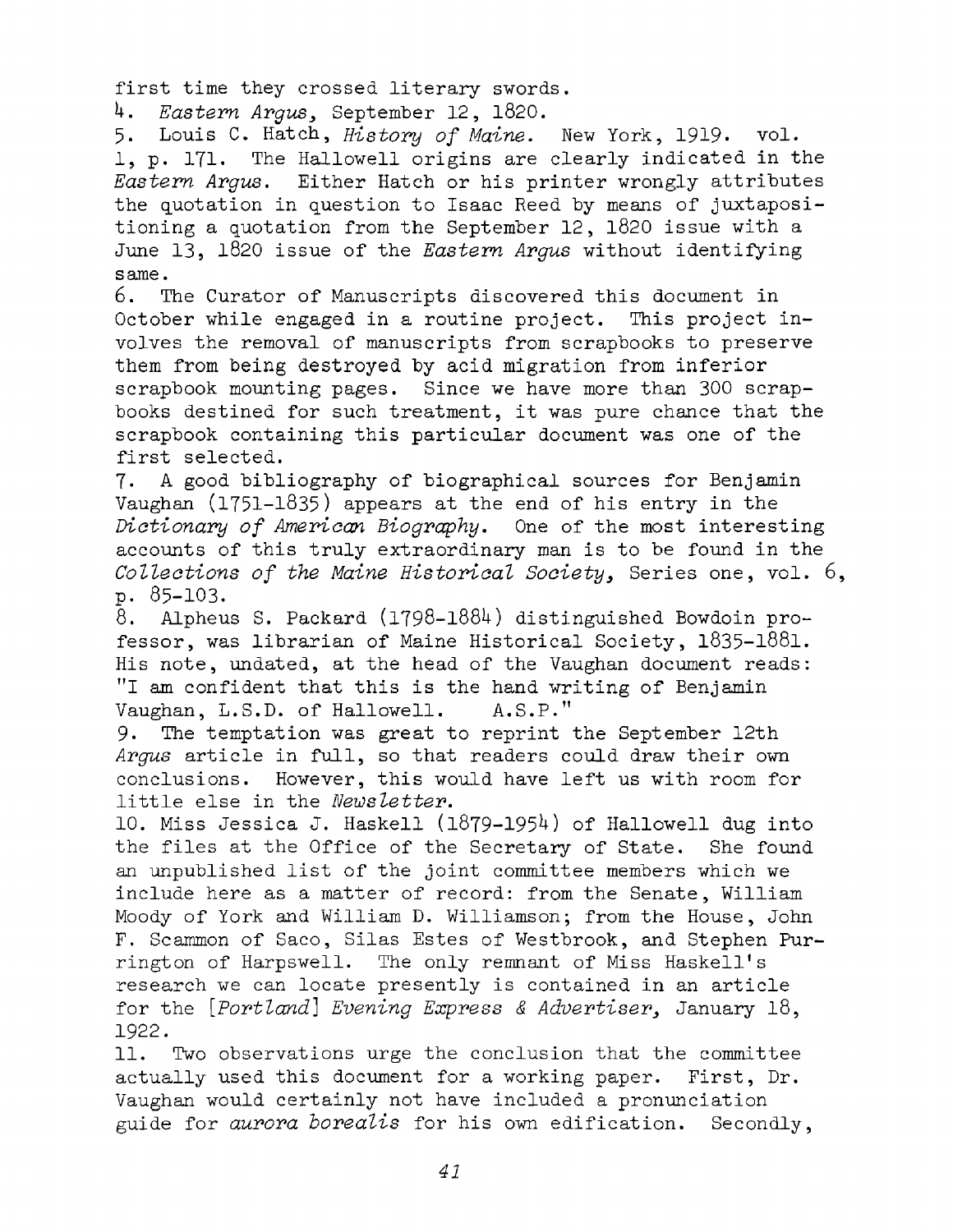first time they crossed literary swords.

4. *Eastern Argus*, September 12, 1820.

5. Louis C. Hatch, *History of Maine.* New York, 1919. vol. 1, p. 171. The Hallowell origins are clearly indicated in the *Eastern Argus*. Either Hatch or his printer wrongly attributes the quotation in question to Isaac Reed by means of juxtapositioning a quotation from the September 12, 1820 issue with a June 13, 1820 issue of the *Eastern Argus* without identifying same.

6. The Curator of Manuscripts discovered this document in October while engaged in a routine project. This project involves the removal of manuscripts from scrapbooks to preserve them from being destroyed by acid migration from inferior scrapbook mounting pages. Since we have more than 300 scrapbooks destined for such treatment, it was pure chance that the scrapbook containing this particular document was one of the first selected.

7. A good bibliography of biographical sources for Benjamin Vaughan (1751-1835) appears at the end of his entry in the *Dictionary of American Biography*. One of the most interesting accounts of this truly extraordinary man is to be found in the *Collections of the Maine Historical Society*, Series one, vol. 6, p. 85-103.

8. Alpheus S. Packard (1798-1884) distinguished Bowdoin professor, was librarian of Maine Historical Society, 1835-1881. His note, undated, at the head of the Vaughan document reads: "I am confident that this is the hand writing of Benjamin Vaughan, L.S.D. of Hallowell. A.S.P."

9. The temptation was great to reprint the September 12th *Argus* article in full, so that readers could draw their own conclusions. However, this would have left us with room for little else in the *Newsletter*.

10. Miss Jessica J. Haskell (1879-1954) of Hallowell dug into the files at the Office of the Secretary of State. She found an unpublished list of the joint committee members which we include here as a matter of record: from the Senate, William Moody of York and William D. Williamson; from the House, John F. Scammon of Saco, Silas Estes of Westbrook, and Stephen Purrington of Harpswell. The only remnant of Miss Haskell's research we can locate presently is contained in an article for the [*Portland*] *Evening Express & Advertiser*, January 18, 1922.

11. Two observations urge the conclusion that the committee actually used this document for a working paper. First, Dr. Vaughan would certainly not have included a pronunciation guide for *aurora borealis* for his own edification. Secondly,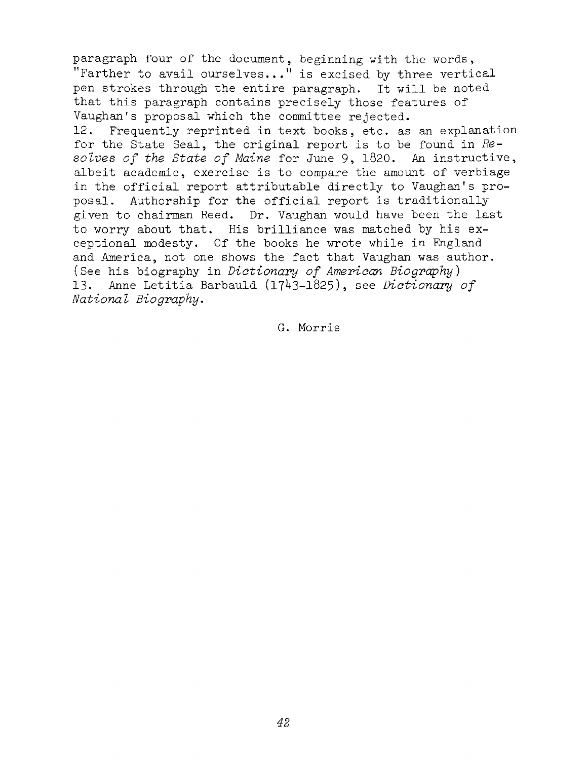paragraph four of the document, beginning with the words, "Farther to avail ourselves..." is excised by three vertical pen strokes through the entire paragraph. It will be noted that this paragraph contains precisely those features of Vaughan's proposal which the committee rejected.

12. Frequently reprinted in text books, etc. as an explanation for the State Seal, the original report is to be found in *Resolves of the State of Maine* for June 9, 1820. An instructive, albeit academic, exercise is to compare the amount of verbiage in the official report attributable directly to Vaughan's proposal. Authorship for the official report is traditionally given to chairman Reed. Dr. Vaughan would have been the last to worry about that. His brilliance was matched by his exceptional modesty. Of the books he wrote while in England and America, not one shows the fact that Vaughan was author. (See his biography in *Dictionary of American Biography*)

13. Anne Letitia Barbauld (1743-1825), see *Dictionary of National Biography*.

G. Morris